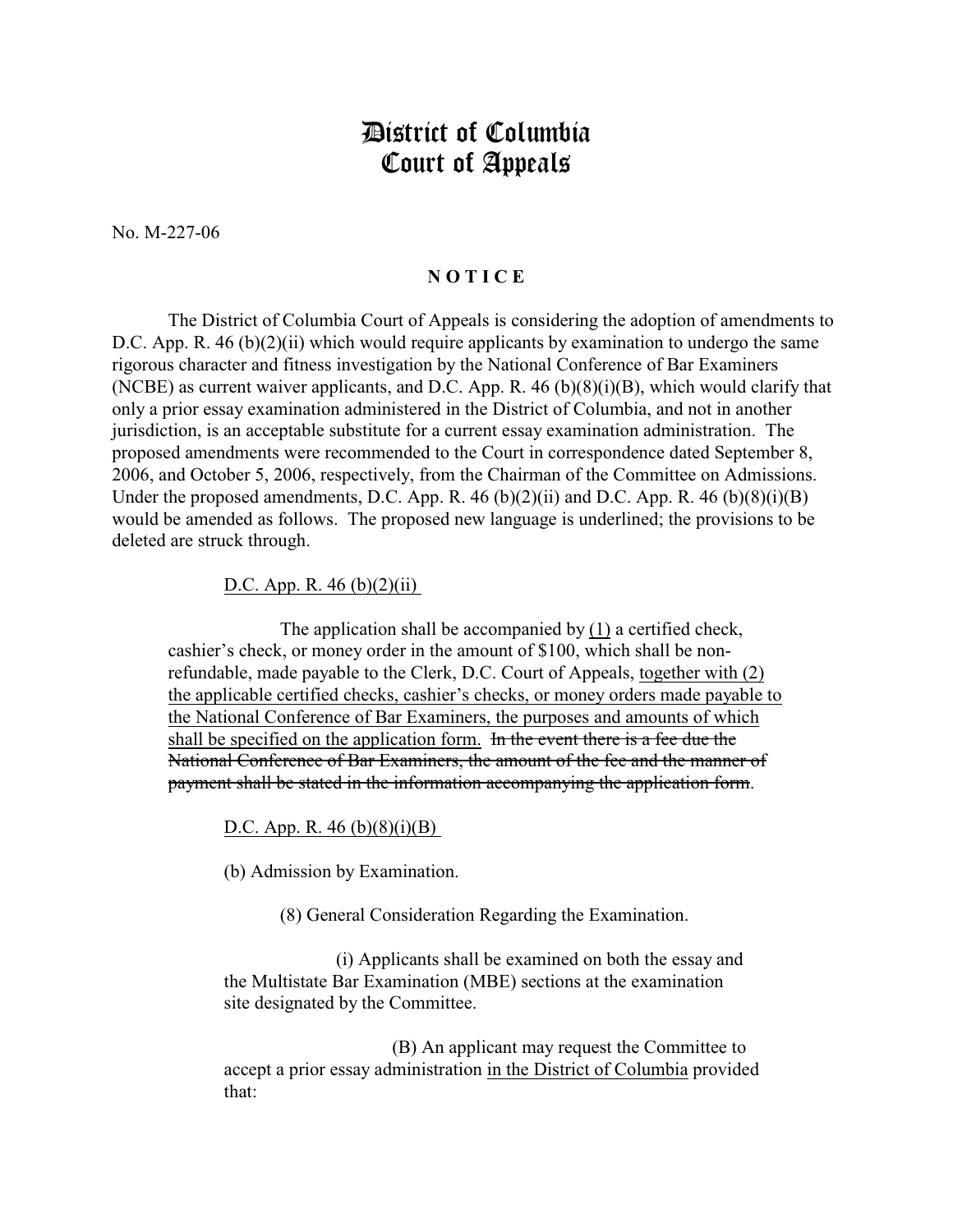# District of Columbia Court of Appeals

No. M-227-06

**N O T I C E**

The District of Columbia Court of Appeals is considering the adoption of amendments to D.C. App. R. 46 (b)(2)(ii) which would require applicants by examination to undergo the same rigorous character and fitness investigation by the National Conference of Bar Examiners (NCBE) as current waiver applicants, and D.C. App. R. 46 (b)(8)(i)(B), which would clarify that only a prior essay examination administered in the District of Columbia, and not in another jurisdiction, is an acceptable substitute for a current essay examination administration. The proposed amendments were recommended to the Court in correspondence dated September 8, 2006, and October 5, 2006, respectively, from the Chairman of the Committee on Admissions. Under the proposed amendments, D.C. App. R. 46 (b)(2)(ii) and D.C. App. R. 46 (b)(8)(i)(B) would be amended as follows. The proposed new language is underlined; the provisions to be deleted are struck through.

<u>D.C. App. R. 46 (b)(2)(ii)</u>

> The application shall be accompanied by <u>(1)</u> a certified check, cashier's check, or money order in the amount of $100, which shall be non-refundable, made payable to the Clerk, D.C. Court of Appeals, <u>together with (2) the applicable certified checks, cashier's checks, or money orders made payable to the National Conference of Bar Examiners, the purposes and amounts of which shall be specified on the application form.</u> ~~In the event there is a fee due the National Conference of Bar Examiners, the amount of the fee and the manner of payment shall be stated in the information accompanying the application form~~.

<u>D.C. App. R. 46 (b)(8)(i)(B)</u>

> (b) Admission by Examination.
>
> (8) General Consideration Regarding the Examination.
>
> (i) Applicants shall be examined on both the essay and the Multistate Bar Examination (MBE) sections at the examination site designated by the Committee.
>
> (B) An applicant may request the Committee to accept a prior essay administration <u>in the District of Columbia</u> provided that: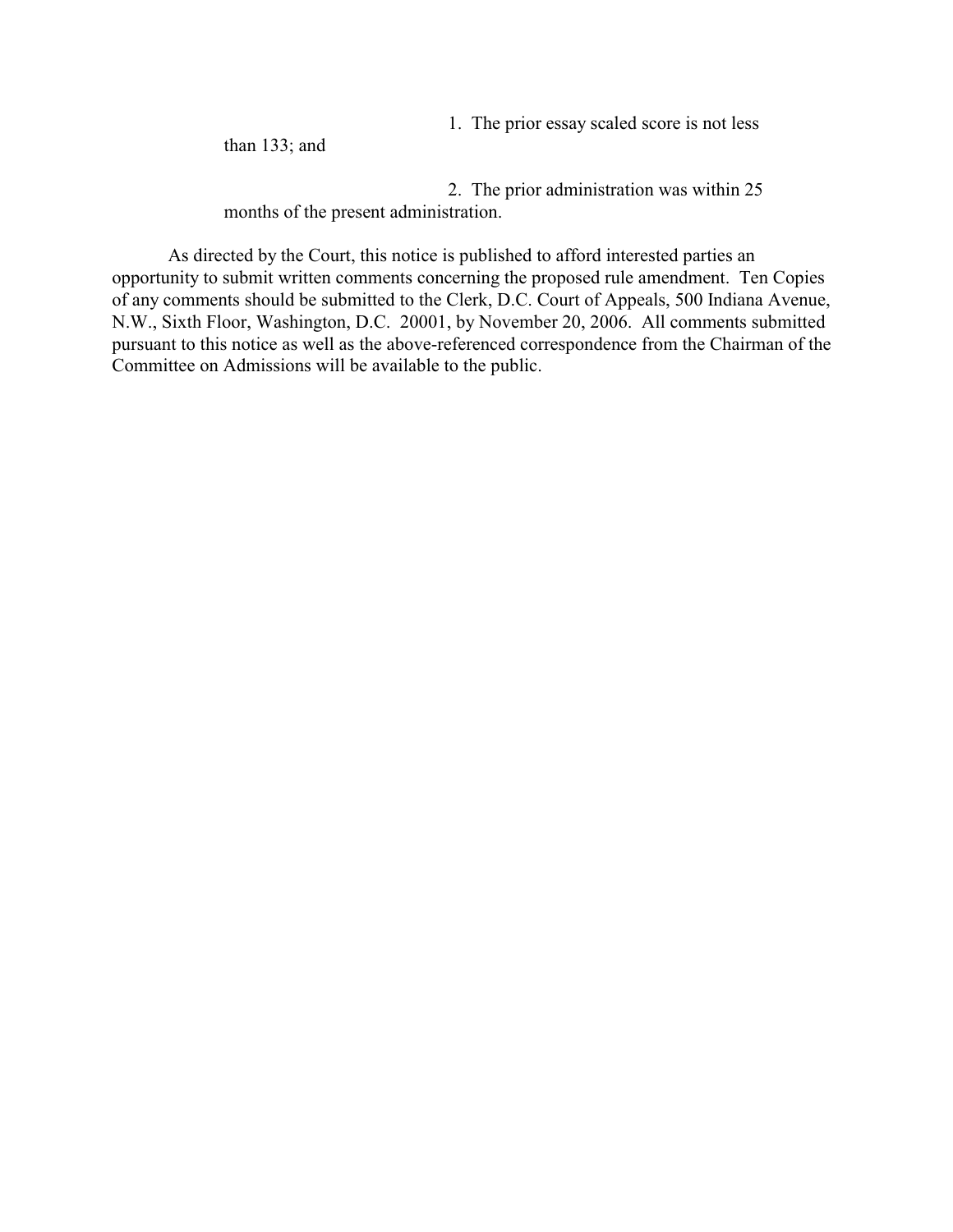1. The prior essay scaled score is not less than 133; and

2. The prior administration was within 25 months of the present administration.

As directed by the Court, this notice is published to afford interested parties an opportunity to submit written comments concerning the proposed rule amendment. Ten Copies of any comments should be submitted to the Clerk, D.C. Court of Appeals, 500 Indiana Avenue, N.W., Sixth Floor, Washington, D.C. 20001, by November 20, 2006. All comments submitted pursuant to this notice as well as the above-referenced correspondence from the Chairman of the Committee on Admissions will be available to the public.